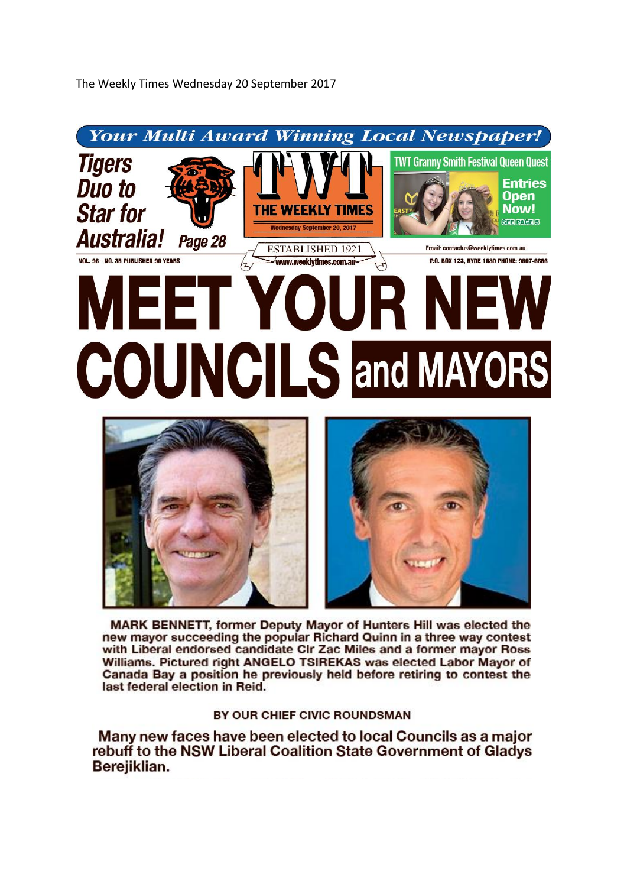The Weekly Times Wednesday 20 September 2017

*Your Multi Award Winning Local Newspaper!*

**Tigers Duo to Star for Australia!** *Page 28*

**TWT THE WEEKLY TIMES**
Wednesday September 20, 2017

ESTABLISHED 1921
www.weeklytimes.com.au

**TWT Granny Smith Festival Queen Quest**
**Entries Open Now!** SEE PAGE 6

VOL. 96 NO. 38 PUBLISHED 96 YEARS

Email: contactus@weeklytimes.com.au
P.O. BOX 123, RYDE 1680 PHONE: 9807-6666

# MEET YOUR NEW COUNCILS and MAYORS

**MARK BENNETT, former Deputy Mayor of Hunters Hill was elected the new mayor succeeding the popular Richard Quinn in a three way contest with Liberal endorsed candidate Clr Zac Miles and a former mayor Ross Williams. Pictured right ANGELO TSIREKAS was elected Labor Mayor of Canada Bay a position he previously held before retiring to contest the last federal election in Reid.**

**BY OUR CHIEF CIVIC ROUNDSMAN**

**Many new faces have been elected to local Councils as a major rebuff to the NSW Liberal Coalition State Government of Gladys Berejiklian.**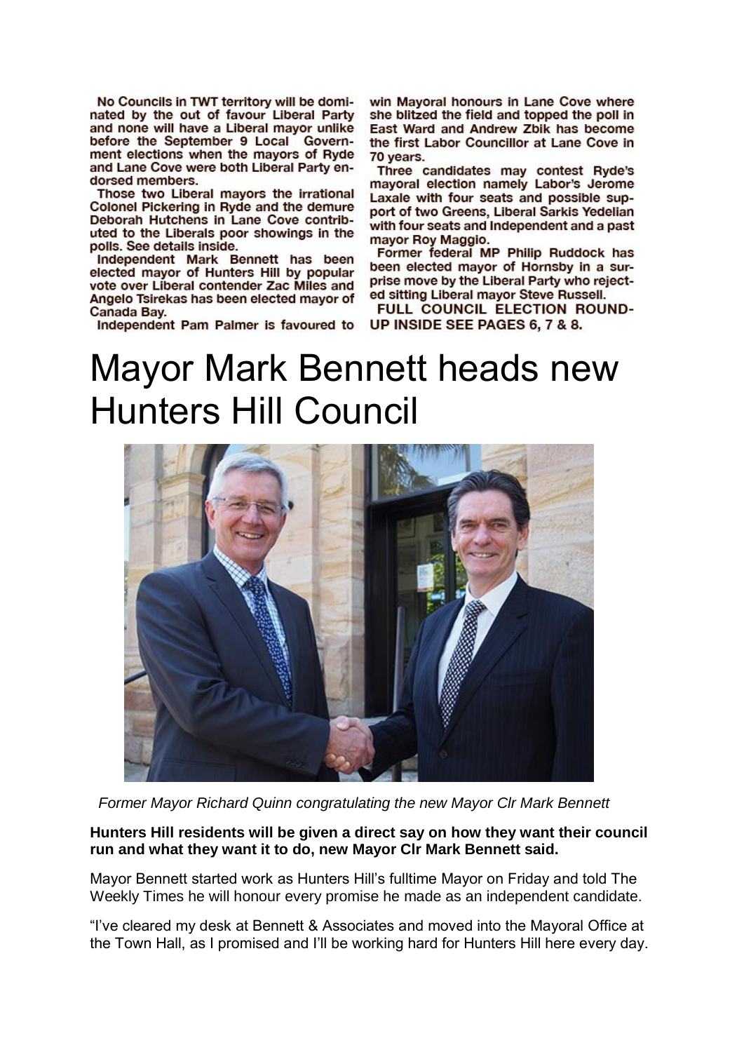No Councils in TWT territory will be dominated by the out of favour Liberal Party and none will have a Liberal mayor unlike before the September 9 Local Government elections when the mayors of Ryde and Lane Cove were both Liberal Party endorsed members.

Those two Liberal mayors the irrational Colonel Pickering in Ryde and the demure Deborah Hutchens in Lane Cove contributed to the Liberals poor showings in the polls. See details inside.

Independent Mark Bennett has been elected mayor of Hunters Hill by popular vote over Liberal contender Zac Miles and Angelo Tsirekas has been elected mayor of Canada Bay.

Independent Pam Palmer is favoured to win Mayoral honours in Lane Cove where she blitzed the field and topped the poll in East Ward and Andrew Zbik has become the first Labor Councillor at Lane Cove in 70 years.

Three candidates may contest Ryde's mayoral election namely Labor's Jerome Laxale with four seats and possible support of two Greens, Liberal Sarkis Yedelian with four seats and Independent and a past mayor Roy Maggio.

Former federal MP Philip Ruddock has been elected mayor of Hornsby in a surprise move by the Liberal Party who rejected sitting Liberal mayor Steve Russell.

**FULL COUNCIL ELECTION ROUND-UP INSIDE SEE PAGES 6, 7 & 8.**

# Mayor Mark Bennett heads new Hunters Hill Council

*Former Mayor Richard Quinn congratulating the new Mayor Clr Mark Bennett*

**Hunters Hill residents will be given a direct say on how they want their council run and what they want it to do, new Mayor Clr Mark Bennett said.**

Mayor Bennett started work as Hunters Hill's fulltime Mayor on Friday and told The Weekly Times he will honour every promise he made as an independent candidate.

"I've cleared my desk at Bennett & Associates and moved into the Mayoral Office at the Town Hall, as I promised and I'll be working hard for Hunters Hill here every day.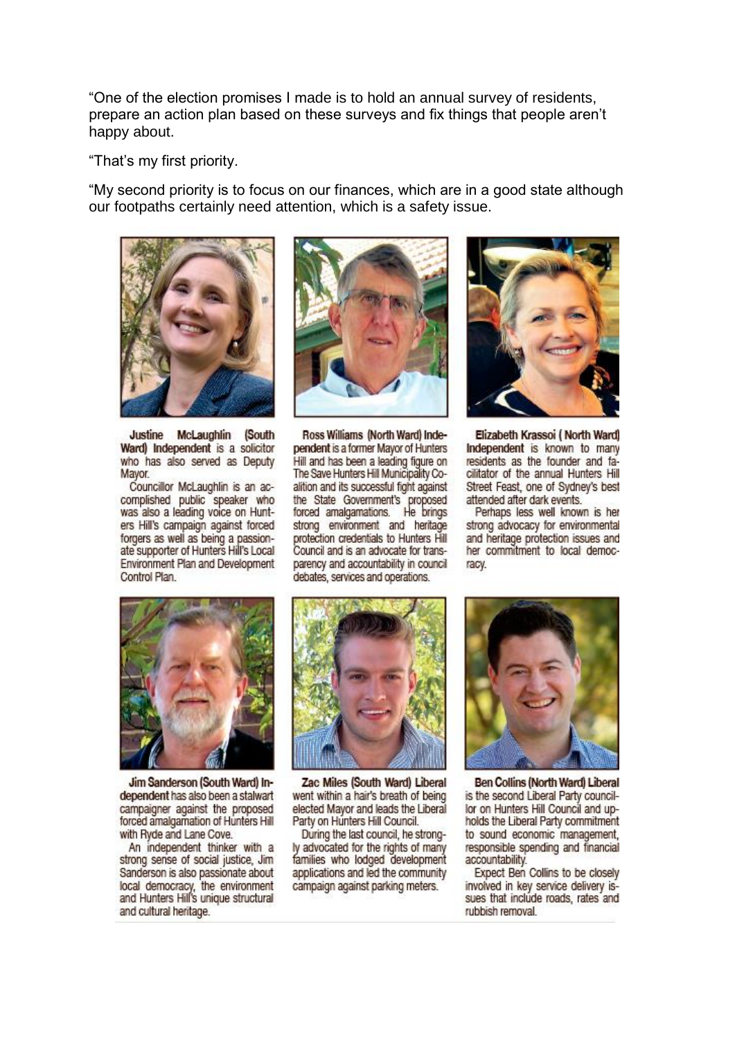"One of the election promises I made is to hold an annual survey of residents, prepare an action plan based on these surveys and fix things that people aren't happy about.

"That's my first priority.

"My second priority is to focus on our finances, which are in a good state although our footpaths certainly need attention, which is a safety issue.

**Justine McLaughlin (South Ward) Independent** is a solicitor who has also served as Deputy Mayor.

Councillor McLaughlin is an accomplished public speaker who was also a leading voice on Hunters Hill's campaign against forced forgers as well as being a passionate supporter of Hunters Hill's Local Environment Plan and Development Control Plan.

**Ross Williams (North Ward) Independent** is a former Mayor of Hunters Hill and has been a leading figure on The Save Hunters Hill Municipality Coalition and its successful fight against the State Government's proposed forced amalgamations. He brings strong environment and heritage protection credentials to Hunters Hill Council and is an advocate for transparency and accountability in council debates, services and operations.

**Elizabeth Krassoi ( North Ward) Independent** is known to many residents as the founder and facilitator of the annual Hunters Hill Street Feast, one of Sydney's best attended after dark events.

Perhaps less well known is her strong advocacy for environmental and heritage protection issues and her commitment to local democracy.

**Jim Sanderson (South Ward) Independent** has also been a stalwart campaigner against the proposed forced amalgamation of Hunters Hill with Ryde and Lane Cove.

An independent thinker with a strong sense of social justice, Jim Sanderson is also passionate about local democracy, the environment and Hunters Hill's unique structural and cultural heritage.

**Zac Miles (South Ward) Liberal** went within a hair's breath of being elected Mayor and leads the Liberal Party on Hunters Hill Council.

During the last council, he strongly advocated for the rights of many families who lodged development applications and led the community campaign against parking meters.

**Ben Collins (North Ward) Liberal** is the second Liberal Party councillor on Hunters Hill Council and upholds the Liberal Party commitment to sound economic management, responsible spending and financial accountability.

Expect Ben Collins to be closely involved in key service delivery issues that include roads, rates and rubbish removal.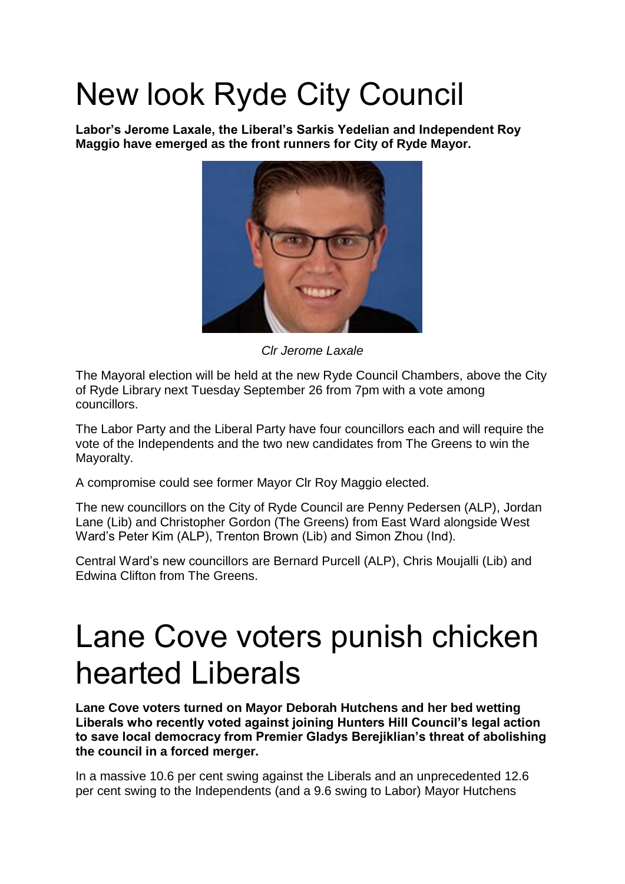# New look Ryde City Council

**Labor's Jerome Laxale, the Liberal's Sarkis Yedelian and Independent Roy Maggio have emerged as the front runners for City of Ryde Mayor.**

*Clr Jerome Laxale*

The Mayoral election will be held at the new Ryde Council Chambers, above the City of Ryde Library next Tuesday September 26 from 7pm with a vote among councillors.

The Labor Party and the Liberal Party have four councillors each and will require the vote of the Independents and the two new candidates from The Greens to win the Mayoralty.

A compromise could see former Mayor Clr Roy Maggio elected.

The new councillors on the City of Ryde Council are Penny Pedersen (ALP), Jordan Lane (Lib) and Christopher Gordon (The Greens) from East Ward alongside West Ward's Peter Kim (ALP), Trenton Brown (Lib) and Simon Zhou (Ind).

Central Ward's new councillors are Bernard Purcell (ALP), Chris Moujalli (Lib) and Edwina Clifton from The Greens.

# Lane Cove voters punish chicken hearted Liberals

**Lane Cove voters turned on Mayor Deborah Hutchens and her bed wetting Liberals who recently voted against joining Hunters Hill Council's legal action to save local democracy from Premier Gladys Berejiklian's threat of abolishing the council in a forced merger.**

In a massive 10.6 per cent swing against the Liberals and an unprecedented 12.6 per cent swing to the Independents (and a 9.6 swing to Labor) Mayor Hutchens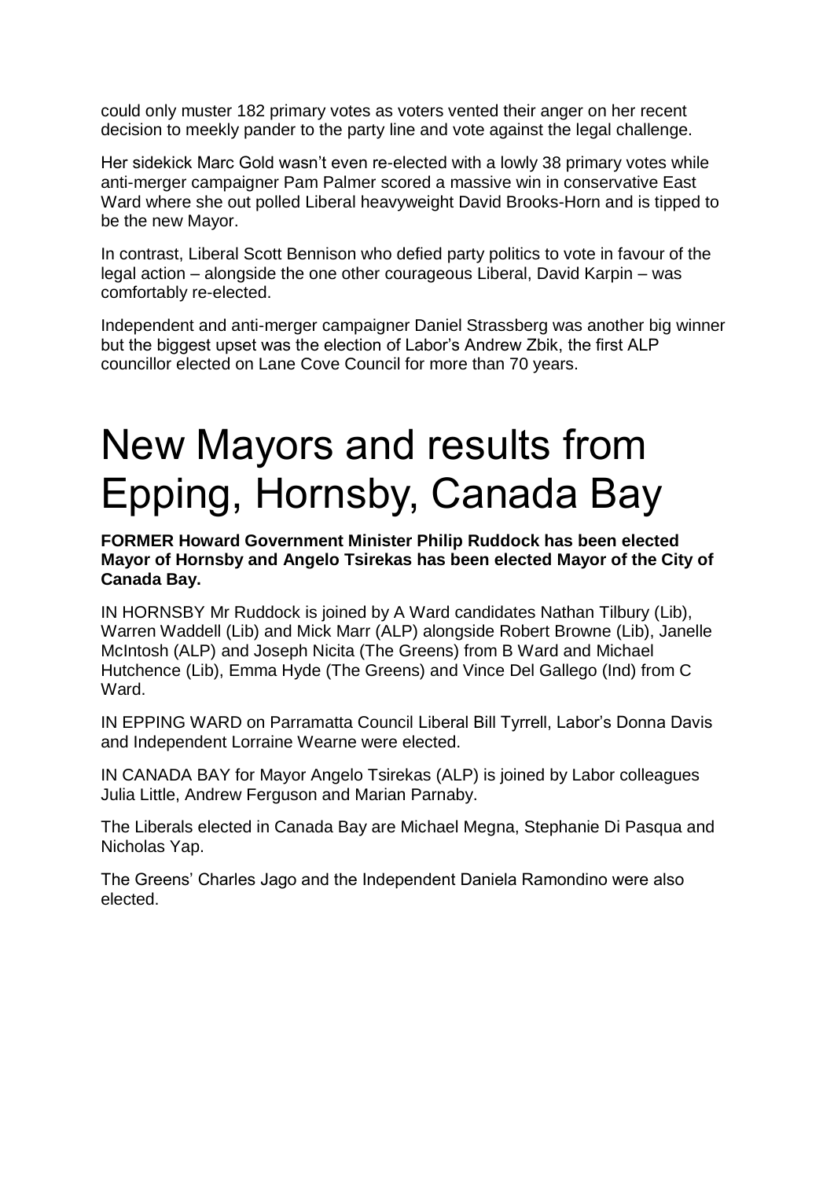could only muster 182 primary votes as voters vented their anger on her recent decision to meekly pander to the party line and vote against the legal challenge.

Her sidekick Marc Gold wasn't even re-elected with a lowly 38 primary votes while anti-merger campaigner Pam Palmer scored a massive win in conservative East Ward where she out polled Liberal heavyweight David Brooks-Horn and is tipped to be the new Mayor.

In contrast, Liberal Scott Bennison who defied party politics to vote in favour of the legal action – alongside the one other courageous Liberal, David Karpin – was comfortably re-elected.

Independent and anti-merger campaigner Daniel Strassberg was another big winner but the biggest upset was the election of Labor's Andrew Zbik, the first ALP councillor elected on Lane Cove Council for more than 70 years.

# New Mayors and results from Epping, Hornsby, Canada Bay

**FORMER Howard Government Minister Philip Ruddock has been elected Mayor of Hornsby and Angelo Tsirekas has been elected Mayor of the City of Canada Bay.**

IN HORNSBY Mr Ruddock is joined by A Ward candidates Nathan Tilbury (Lib), Warren Waddell (Lib) and Mick Marr (ALP) alongside Robert Browne (Lib), Janelle McIntosh (ALP) and Joseph Nicita (The Greens) from B Ward and Michael Hutchence (Lib), Emma Hyde (The Greens) and Vince Del Gallego (Ind) from C Ward.

IN EPPING WARD on Parramatta Council Liberal Bill Tyrrell, Labor's Donna Davis and Independent Lorraine Wearne were elected.

IN CANADA BAY for Mayor Angelo Tsirekas (ALP) is joined by Labor colleagues Julia Little, Andrew Ferguson and Marian Parnaby.

The Liberals elected in Canada Bay are Michael Megna, Stephanie Di Pasqua and Nicholas Yap.

The Greens' Charles Jago and the Independent Daniela Ramondino were also elected.